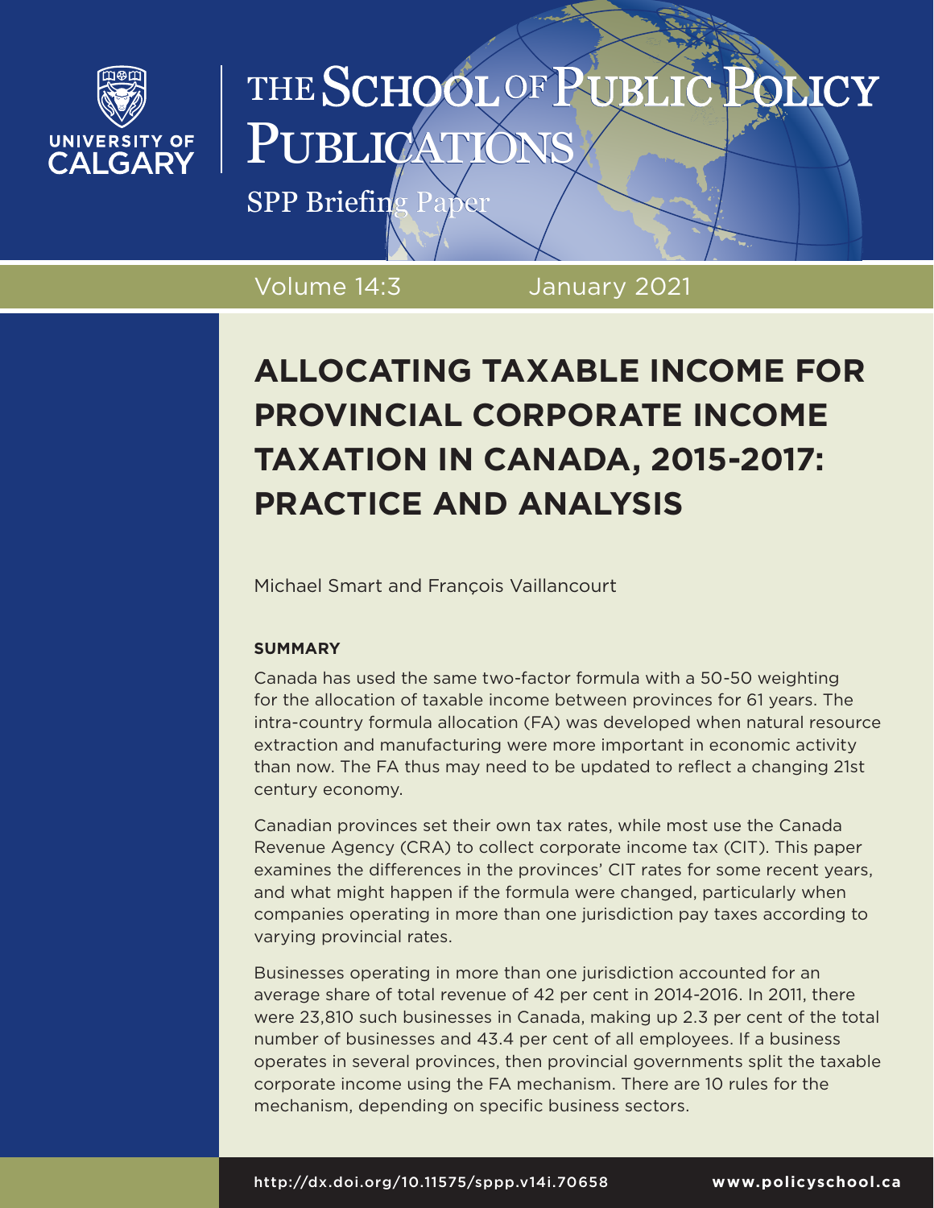THE SCHOOL OF PUBLIC POLICY PUBLICATIONS

SPP Briefing Paper

Volume 14:3 January 2021

# ALLOCATING TAXABLE INCOME FOR PROVINCIAL CORPORATE INCOME TAXATION IN CANADA, 2015-2017: PRACTICE AND ANALYSIS

Michael Smart and François Vaillancourt

**SUMMARY**

Canada has used the same two-factor formula with a 50-50 weighting for the allocation of taxable income between provinces for 61 years. The intra-country formula allocation (FA) was developed when natural resource extraction and manufacturing were more important in economic activity than now. The FA thus may need to be updated to reflect a changing 21st century economy.

Canadian provinces set their own tax rates, while most use the Canada Revenue Agency (CRA) to collect corporate income tax (CIT). This paper examines the differences in the provinces' CIT rates for some recent years, and what might happen if the formula were changed, particularly when companies operating in more than one jurisdiction pay taxes according to varying provincial rates.

Businesses operating in more than one jurisdiction accounted for an average share of total revenue of 42 per cent in 2014-2016. In 2011, there were 23,810 such businesses in Canada, making up 2.3 per cent of the total number of businesses and 43.4 per cent of all employees. If a business operates in several provinces, then provincial governments split the taxable corporate income using the FA mechanism. There are 10 rules for the mechanism, depending on specific business sectors.

http://dx.doi.org/10.11575/sppp.v14i.70658 www.policyschool.ca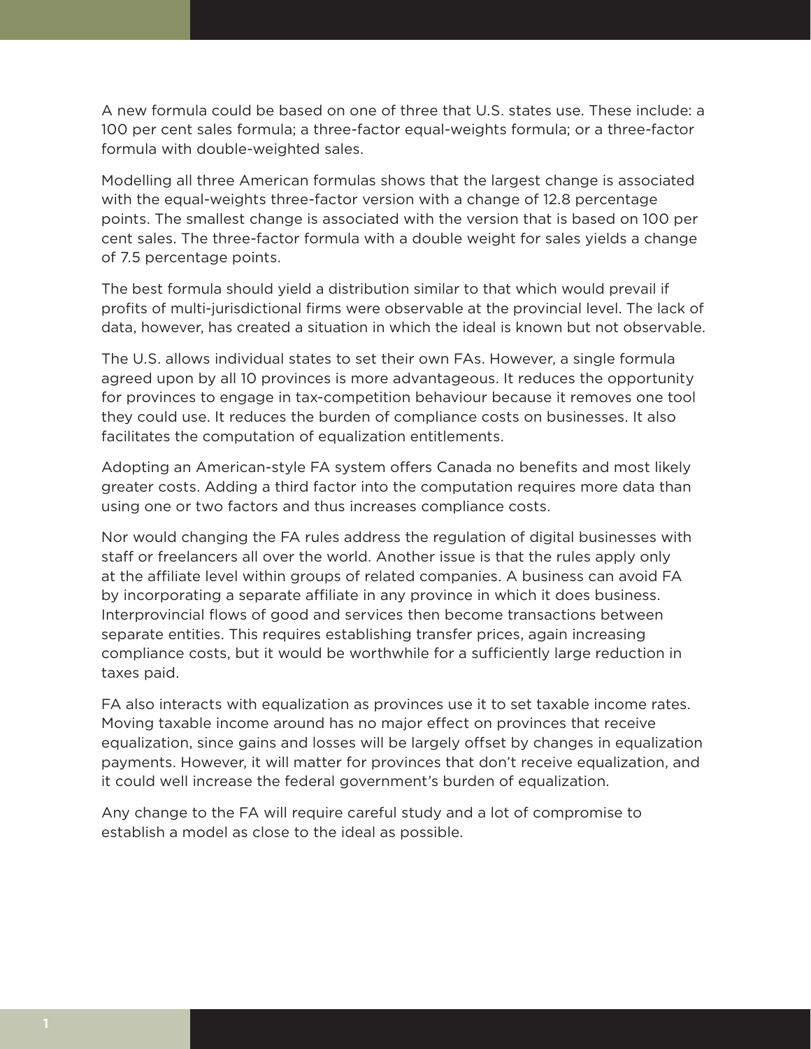A new formula could be based on one of three that U.S. states use. These include: a 100 per cent sales formula; a three-factor equal-weights formula; or a three-factor formula with double-weighted sales.

Modelling all three American formulas shows that the largest change is associated with the equal-weights three-factor version with a change of 12.8 percentage points. The smallest change is associated with the version that is based on 100 per cent sales. The three-factor formula with a double weight for sales yields a change of 7.5 percentage points.

The best formula should yield a distribution similar to that which would prevail if profits of multi-jurisdictional firms were observable at the provincial level. The lack of data, however, has created a situation in which the ideal is known but not observable.

The U.S. allows individual states to set their own FAs. However, a single formula agreed upon by all 10 provinces is more advantageous. It reduces the opportunity for provinces to engage in tax-competition behaviour because it removes one tool they could use. It reduces the burden of compliance costs on businesses. It also facilitates the computation of equalization entitlements.

Adopting an American-style FA system offers Canada no benefits and most likely greater costs. Adding a third factor into the computation requires more data than using one or two factors and thus increases compliance costs.

Nor would changing the FA rules address the regulation of digital businesses with staff or freelancers all over the world. Another issue is that the rules apply only at the affiliate level within groups of related companies. A business can avoid FA by incorporating a separate affiliate in any province in which it does business. Interprovincial flows of good and services then become transactions between separate entities. This requires establishing transfer prices, again increasing compliance costs, but it would be worthwhile for a sufficiently large reduction in taxes paid.

FA also interacts with equalization as provinces use it to set taxable income rates. Moving taxable income around has no major effect on provinces that receive equalization, since gains and losses will be largely offset by changes in equalization payments. However, it will matter for provinces that don't receive equalization, and it could well increase the federal government's burden of equalization.

Any change to the FA will require careful study and a lot of compromise to establish a model as close to the ideal as possible.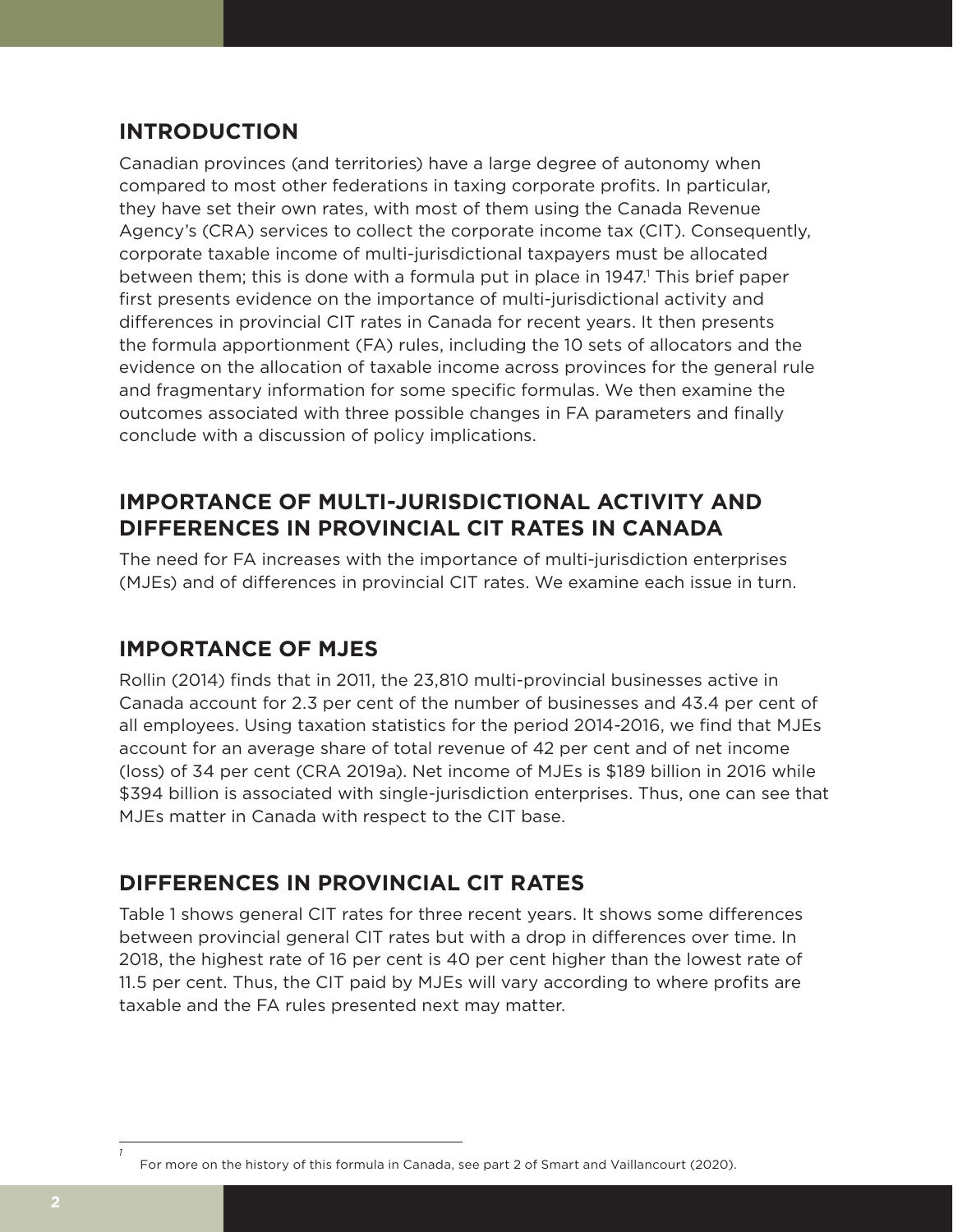## INTRODUCTION

Canadian provinces (and territories) have a large degree of autonomy when compared to most other federations in taxing corporate profits. In particular, they have set their own rates, with most of them using the Canada Revenue Agency's (CRA) services to collect the corporate income tax (CIT). Consequently, corporate taxable income of multi-jurisdictional taxpayers must be allocated between them; this is done with a formula put in place in 1947.[1] This brief paper first presents evidence on the importance of multi-jurisdictional activity and differences in provincial CIT rates in Canada for recent years. It then presents the formula apportionment (FA) rules, including the 10 sets of allocators and the evidence on the allocation of taxable income across provinces for the general rule and fragmentary information for some specific formulas. We then examine the outcomes associated with three possible changes in FA parameters and finally conclude with a discussion of policy implications.

## IMPORTANCE OF MULTI-JURISDICTIONAL ACTIVITY AND DIFFERENCES IN PROVINCIAL CIT RATES IN CANADA

The need for FA increases with the importance of multi-jurisdiction enterprises (MJEs) and of differences in provincial CIT rates. We examine each issue in turn.

## IMPORTANCE OF MJES

Rollin (2014) finds that in 2011, the 23,810 multi-provincial businesses active in Canada account for 2.3 per cent of the number of businesses and 43.4 per cent of all employees. Using taxation statistics for the period 2014-2016, we find that MJEs account for an average share of total revenue of 42 per cent and of net income (loss) of 34 per cent (CRA 2019a). Net income of MJEs is $189 billion in 2016 while $394 billion is associated with single-jurisdiction enterprises. Thus, one can see that MJEs matter in Canada with respect to the CIT base.

## DIFFERENCES IN PROVINCIAL CIT RATES

Table 1 shows general CIT rates for three recent years. It shows some differences between provincial general CIT rates but with a drop in differences over time. In 2018, the highest rate of 16 per cent is 40 per cent higher than the lowest rate of 11.5 per cent. Thus, the CIT paid by MJEs will vary according to where profits are taxable and the FA rules presented next may matter.

[1] For more on the history of this formula in Canada, see part 2 of Smart and Vaillancourt (2020).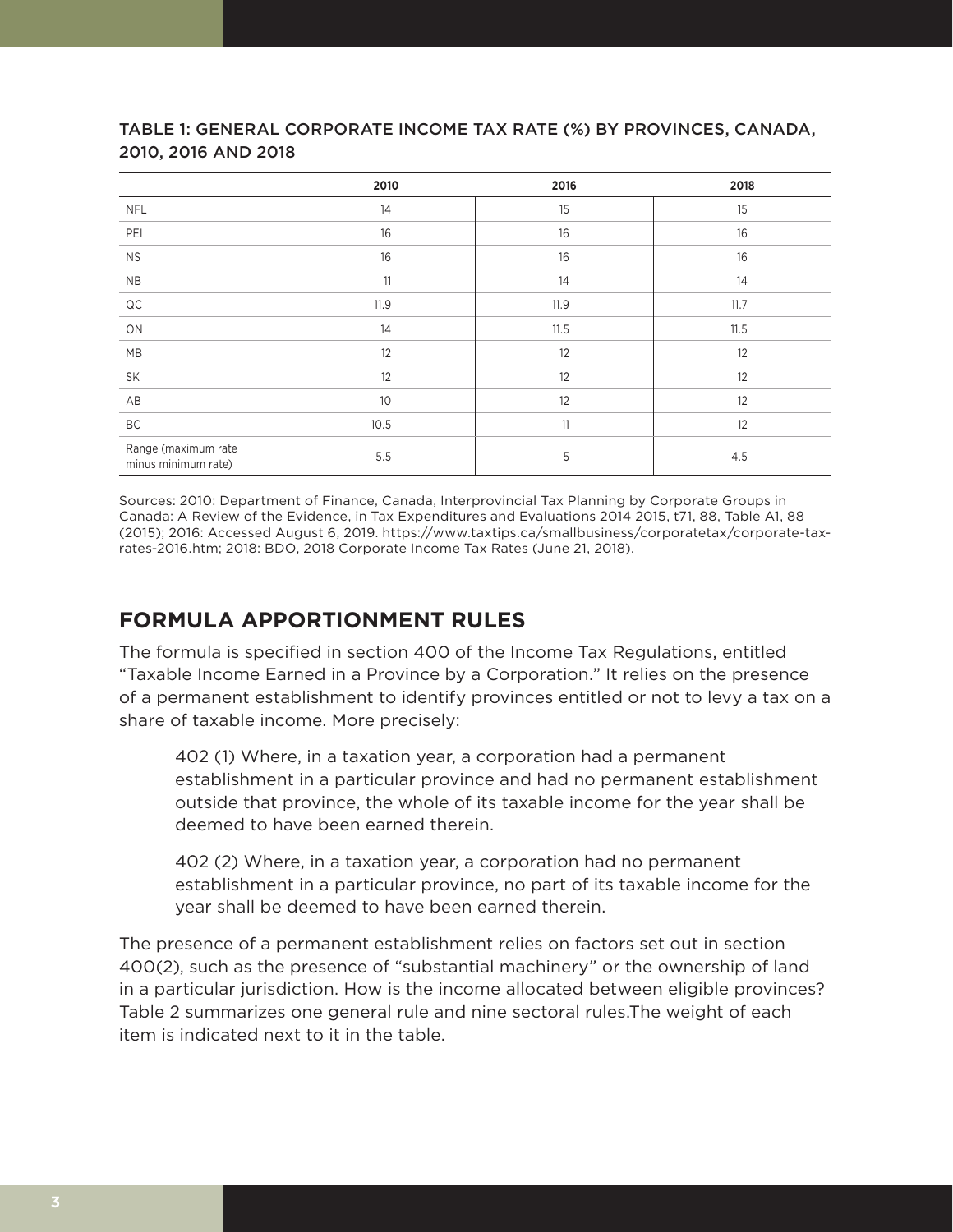TABLE 1: GENERAL CORPORATE INCOME TAX RATE (%) BY PROVINCES, CANADA, 2010, 2016 AND 2018

| | 2010 | 2016 | 2018 |
|---|---|---|---|
| NFL | 14 | 15 | 15 |
| PEI | 16 | 16 | 16 |
| NS | 16 | 16 | 16 |
| NB | 11 | 14 | 14 |
| QC | 11.9 | 11.9 | 11.7 |
| ON | 14 | 11.5 | 11.5 |
| MB | 12 | 12 | 12 |
| SK | 12 | 12 | 12 |
| AB | 10 | 12 | 12 |
| BC | 10.5 | 11 | 12 |
| Range (maximum rate minus minimum rate) | 5.5 | 5 | 4.5 |

Sources: 2010: Department of Finance, Canada, Interprovincial Tax Planning by Corporate Groups in Canada: A Review of the Evidence, in Tax Expenditures and Evaluations 2014 2015, t71, 88, Table A1, 88 (2015); 2016: Accessed August 6, 2019. https://www.taxtips.ca/smallbusiness/corporatetax/corporate-tax-rates-2016.htm; 2018: BDO, 2018 Corporate Income Tax Rates (June 21, 2018).

## FORMULA APPORTIONMENT RULES

The formula is specified in section 400 of the Income Tax Regulations, entitled "Taxable Income Earned in a Province by a Corporation." It relies on the presence of a permanent establishment to identify provinces entitled or not to levy a tax on a share of taxable income. More precisely:

> 402 (1) Where, in a taxation year, a corporation had a permanent establishment in a particular province and had no permanent establishment outside that province, the whole of its taxable income for the year shall be deemed to have been earned therein.
>
> 402 (2) Where, in a taxation year, a corporation had no permanent establishment in a particular province, no part of its taxable income for the year shall be deemed to have been earned therein.

The presence of a permanent establishment relies on factors set out in section 400(2), such as the presence of "substantial machinery" or the ownership of land in a particular jurisdiction. How is the income allocated between eligible provinces? Table 2 summarizes one general rule and nine sectoral rules.The weight of each item is indicated next to it in the table.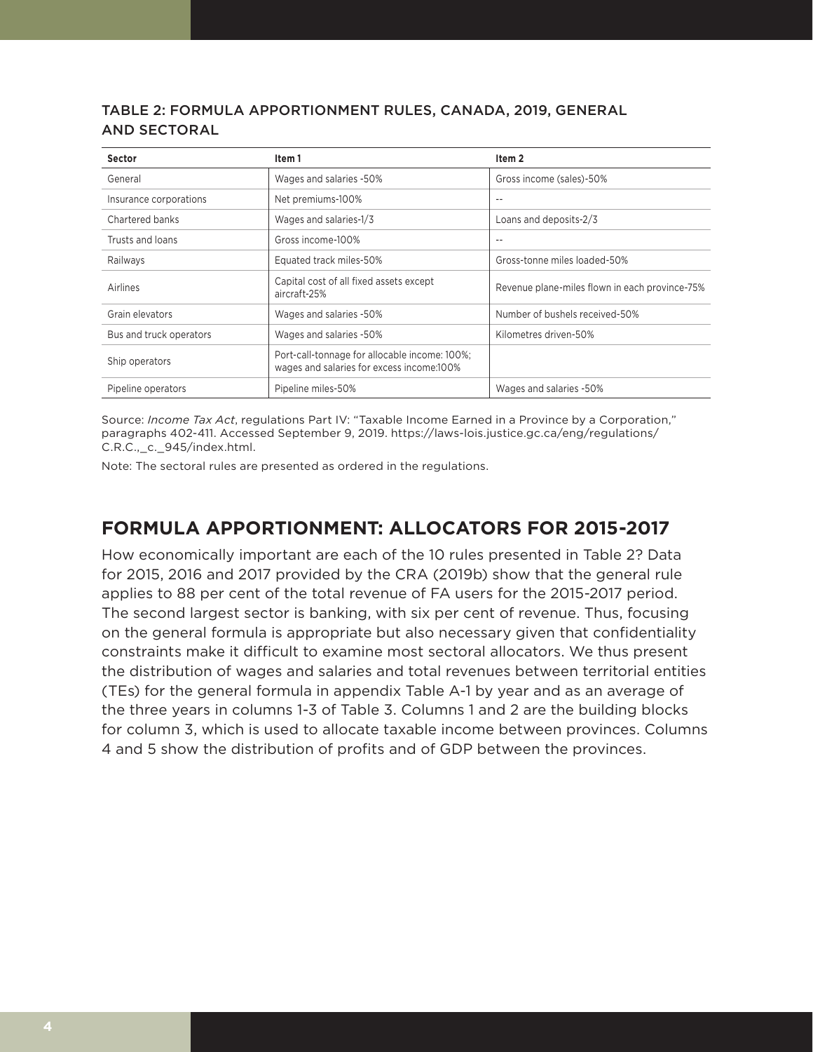### TABLE 2: FORMULA APPORTIONMENT RULES, CANADA, 2019, GENERAL AND SECTORAL

| Sector | Item 1 | Item 2 |
|---|---|---|
| General | Wages and salaries -50% | Gross income (sales)-50% |
| Insurance corporations | Net premiums-100% | -- |
| Chartered banks | Wages and salaries-1/3 | Loans and deposits-2/3 |
| Trusts and loans | Gross income-100% | -- |
| Railways | Equated track miles-50% | Gross-tonne miles loaded-50% |
| Airlines | Capital cost of all fixed assets except aircraft-25% | Revenue plane-miles flown in each province-75% |
| Grain elevators | Wages and salaries -50% | Number of bushels received-50% |
| Bus and truck operators | Wages and salaries -50% | Kilometres driven-50% |
| Ship operators | Port-call-tonnage for allocable income: 100%; wages and salaries for excess income:100% | |
| Pipeline operators | Pipeline miles-50% | Wages and salaries -50% |

Source: *Income Tax Act*, regulations Part IV: "Taxable Income Earned in a Province by a Corporation," paragraphs 402-411. Accessed September 9, 2019. https://laws-lois.justice.gc.ca/eng/regulations/C.R.C.,_c._945/index.html.

Note: The sectoral rules are presented as ordered in the regulations.

## FORMULA APPORTIONMENT: ALLOCATORS FOR 2015-2017

How economically important are each of the 10 rules presented in Table 2? Data for 2015, 2016 and 2017 provided by the CRA (2019b) show that the general rule applies to 88 per cent of the total revenue of FA users for the 2015-2017 period. The second largest sector is banking, with six per cent of revenue. Thus, focusing on the general formula is appropriate but also necessary given that confidentiality constraints make it difficult to examine most sectoral allocators. We thus present the distribution of wages and salaries and total revenues between territorial entities (TEs) for the general formula in appendix Table A-1 by year and as an average of the three years in columns 1-3 of Table 3. Columns 1 and 2 are the building blocks for column 3, which is used to allocate taxable income between provinces. Columns 4 and 5 show the distribution of profits and of GDP between the provinces.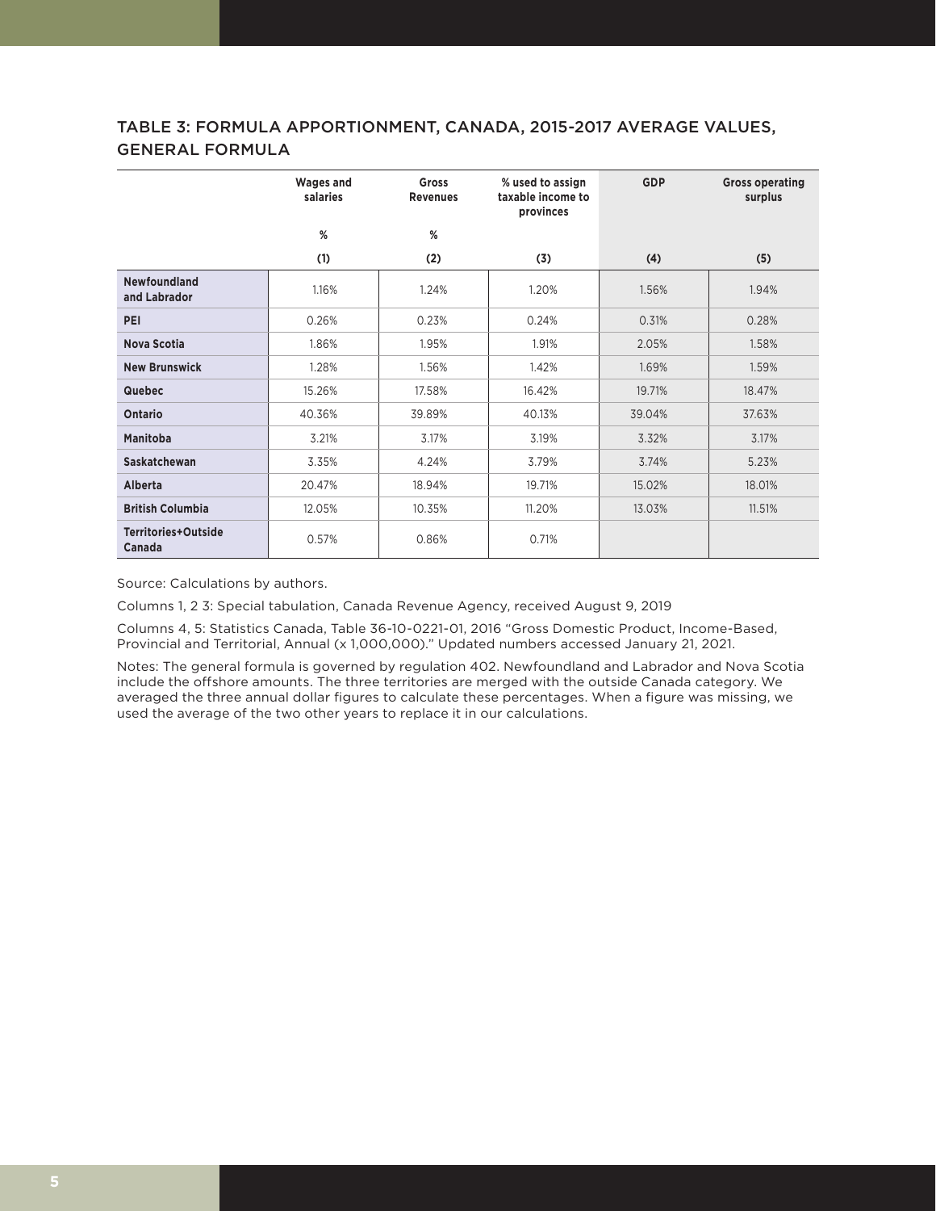## TABLE 3: FORMULA APPORTIONMENT, CANADA, 2015-2017 AVERAGE VALUES, GENERAL FORMULA

| | Wages and salaries | Gross Revenues | % used to assign taxable income to provinces | GDP | Gross operating surplus |
|---|---|---|---|---|---|
| | % | % | | | |
| | (1) | (2) | (3) | (4) | (5) |
| Newfoundland and Labrador | 1.16% | 1.24% | 1.20% | 1.56% | 1.94% |
| PEI | 0.26% | 0.23% | 0.24% | 0.31% | 0.28% |
| Nova Scotia | 1.86% | 1.95% | 1.91% | 2.05% | 1.58% |
| New Brunswick | 1.28% | 1.56% | 1.42% | 1.69% | 1.59% |
| Quebec | 15.26% | 17.58% | 16.42% | 19.71% | 18.47% |
| Ontario | 40.36% | 39.89% | 40.13% | 39.04% | 37.63% |
| Manitoba | 3.21% | 3.17% | 3.19% | 3.32% | 3.17% |
| Saskatchewan | 3.35% | 4.24% | 3.79% | 3.74% | 5.23% |
| Alberta | 20.47% | 18.94% | 19.71% | 15.02% | 18.01% |
| British Columbia | 12.05% | 10.35% | 11.20% | 13.03% | 11.51% |
| Territories+Outside Canada | 0.57% | 0.86% | 0.71% | | |

Source: Calculations by authors.

Columns 1, 2 3: Special tabulation, Canada Revenue Agency, received August 9, 2019

Columns 4, 5: Statistics Canada, Table 36-10-0221-01, 2016 "Gross Domestic Product, Income-Based, Provincial and Territorial, Annual (x 1,000,000)." Updated numbers accessed January 21, 2021.

Notes: The general formula is governed by regulation 402. Newfoundland and Labrador and Nova Scotia include the offshore amounts. The three territories are merged with the outside Canada category. We averaged the three annual dollar figures to calculate these percentages. When a figure was missing, we used the average of the two other years to replace it in our calculations.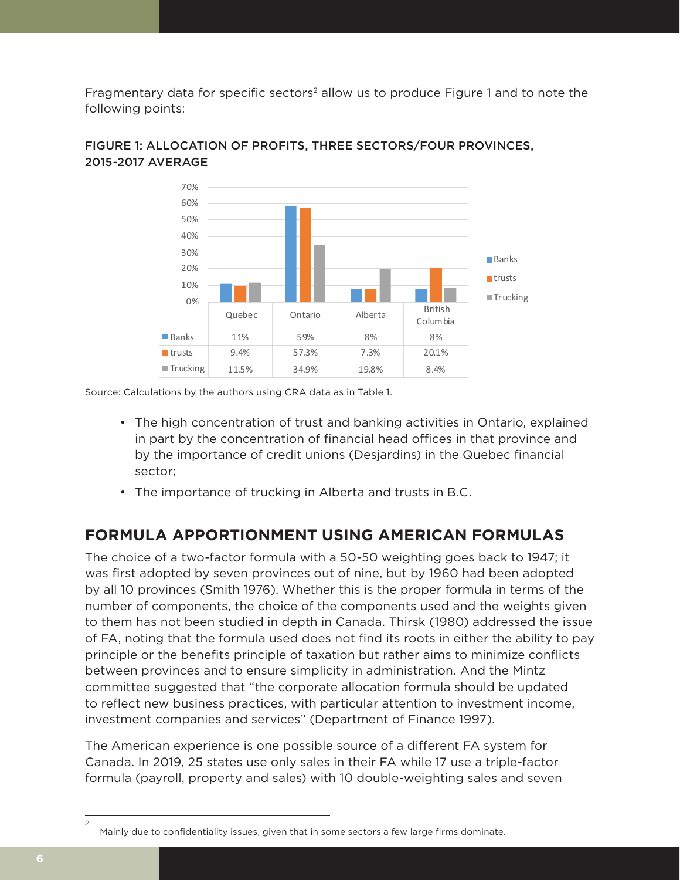Fragmentary data for specific sectors[2] allow us to produce Figure 1 and to note the following points:

### FIGURE 1: ALLOCATION OF PROFITS, THREE SECTORS/FOUR PROVINCES, 2015-2017 AVERAGE

70%
60%
50%
40%
30%
20%
10%
0%

Quebec Ontario Alberta British Columbia

Banks 11% 59% 8% 8%

trusts 9.4% 57.3% 7.3% 20.1%

Trucking 11.5% 34.9% 19.8% 8.4%

Banks
trusts
Trucking

Source: Calculations by the authors using CRA data as in Table 1.

- The high concentration of trust and banking activities in Ontario, explained in part by the concentration of financial head offices in that province and by the importance of credit unions (Desjardins) in the Quebec financial sector;
- The importance of trucking in Alberta and trusts in B.C.

## FORMULA APPORTIONMENT USING AMERICAN FORMULAS

The choice of a two-factor formula with a 50-50 weighting goes back to 1947; it was first adopted by seven provinces out of nine, but by 1960 had been adopted by all 10 provinces (Smith 1976). Whether this is the proper formula in terms of the number of components, the choice of the components used and the weights given to them has not been studied in depth in Canada. Thirsk (1980) addressed the issue of FA, noting that the formula used does not find its roots in either the ability to pay principle or the benefits principle of taxation but rather aims to minimize conflicts between provinces and to ensure simplicity in administration. And the Mintz committee suggested that "the corporate allocation formula should be updated to reflect new business practices, with particular attention to investment income, investment companies and services" (Department of Finance 1997).

The American experience is one possible source of a different FA system for Canada. In 2019, 25 states use only sales in their FA while 17 use a triple-factor formula (payroll, property and sales) with 10 double-weighting sales and seven

[2] Mainly due to confidentiality issues, given that in some sectors a few large firms dominate.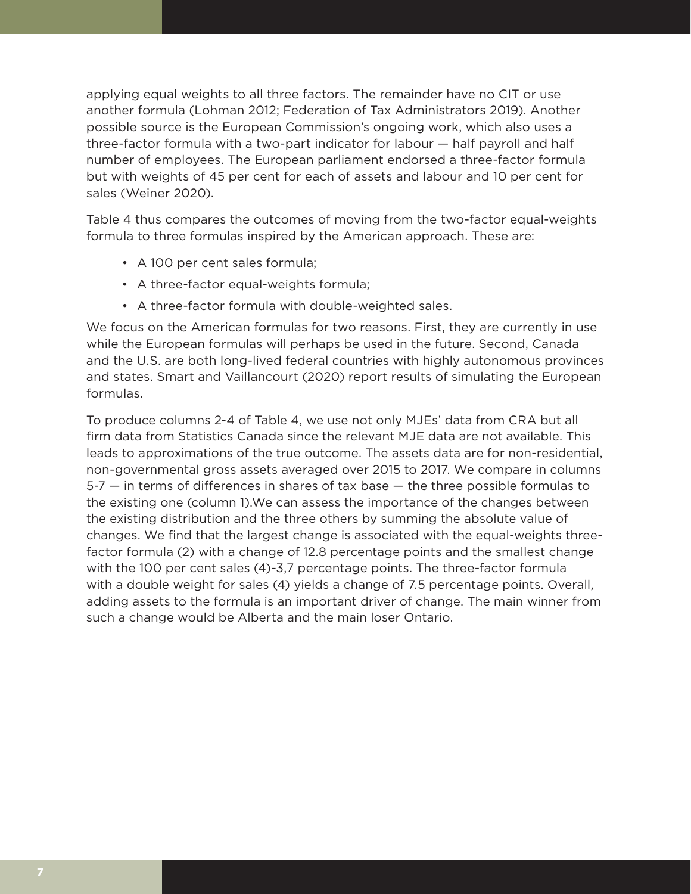applying equal weights to all three factors. The remainder have no CIT or use another formula (Lohman 2012; Federation of Tax Administrators 2019). Another possible source is the European Commission's ongoing work, which also uses a three-factor formula with a two-part indicator for labour — half payroll and half number of employees. The European parliament endorsed a three-factor formula but with weights of 45 per cent for each of assets and labour and 10 per cent for sales (Weiner 2020).

Table 4 thus compares the outcomes of moving from the two-factor equal-weights formula to three formulas inspired by the American approach. These are:

- A 100 per cent sales formula;
- A three-factor equal-weights formula;
- A three-factor formula with double-weighted sales.

We focus on the American formulas for two reasons. First, they are currently in use while the European formulas will perhaps be used in the future. Second, Canada and the U.S. are both long-lived federal countries with highly autonomous provinces and states. Smart and Vaillancourt (2020) report results of simulating the European formulas.

To produce columns 2-4 of Table 4, we use not only MJEs' data from CRA but all firm data from Statistics Canada since the relevant MJE data are not available. This leads to approximations of the true outcome. The assets data are for non-residential, non-governmental gross assets averaged over 2015 to 2017. We compare in columns 5-7 — in terms of differences in shares of tax base — the three possible formulas to the existing one (column 1).We can assess the importance of the changes between the existing distribution and the three others by summing the absolute value of changes. We find that the largest change is associated with the equal-weights three-factor formula (2) with a change of 12.8 percentage points and the smallest change with the 100 per cent sales (4)-3,7 percentage points. The three-factor formula with a double weight for sales (4) yields a change of 7.5 percentage points. Overall, adding assets to the formula is an important driver of change. The main winner from such a change would be Alberta and the main loser Ontario.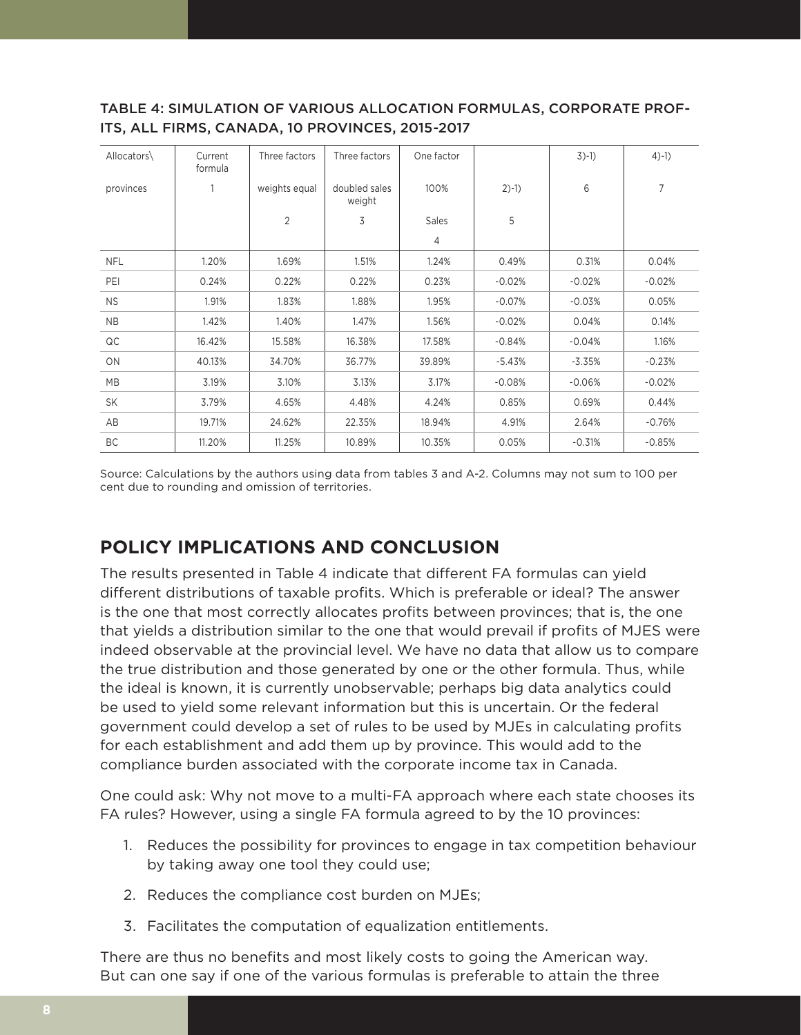### TABLE 4: SIMULATION OF VARIOUS ALLOCATION FORMULAS, CORPORATE PROFITS, ALL FIRMS, CANADA, 10 PROVINCES, 2015-2017

| Allocators\ provinces | Current formula 1 | Three factors weights equal 2 | Three factors doubled sales weight 3 | One factor 100% Sales 4 | 2)-1) 5 | 3)-1) 6 | 4)-1) 7 |
|---|---|---|---|---|---|---|---|
| NFL | 1.20% | 1.69% | 1.51% | 1.24% | 0.49% | 0.31% | 0.04% |
| PEI | 0.24% | 0.22% | 0.22% | 0.23% | -0.02% | -0.02% | -0.02% |
| NS | 1.91% | 1.83% | 1.88% | 1.95% | -0.07% | -0.03% | 0.05% |
| NB | 1.42% | 1.40% | 1.47% | 1.56% | -0.02% | 0.04% | 0.14% |
| QC | 16.42% | 15.58% | 16.38% | 17.58% | -0.84% | -0.04% | 1.16% |
| ON | 40.13% | 34.70% | 36.77% | 39.89% | -5.43% | -3.35% | -0.23% |
| MB | 3.19% | 3.10% | 3.13% | 3.17% | -0.08% | -0.06% | -0.02% |
| SK | 3.79% | 4.65% | 4.48% | 4.24% | 0.85% | 0.69% | 0.44% |
| AB | 19.71% | 24.62% | 22.35% | 18.94% | 4.91% | 2.64% | -0.76% |
| BC | 11.20% | 11.25% | 10.89% | 10.35% | 0.05% | -0.31% | -0.85% |

Source: Calculations by the authors using data from tables 3 and A-2. Columns may not sum to 100 per cent due to rounding and omission of territories.

## POLICY IMPLICATIONS AND CONCLUSION

The results presented in Table 4 indicate that different FA formulas can yield different distributions of taxable profits. Which is preferable or ideal? The answer is the one that most correctly allocates profits between provinces; that is, the one that yields a distribution similar to the one that would prevail if profits of MJES were indeed observable at the provincial level. We have no data that allow us to compare the true distribution and those generated by one or the other formula. Thus, while the ideal is known, it is currently unobservable; perhaps big data analytics could be used to yield some relevant information but this is uncertain. Or the federal government could develop a set of rules to be used by MJEs in calculating profits for each establishment and add them up by province. This would add to the compliance burden associated with the corporate income tax in Canada.

One could ask: Why not move to a multi-FA approach where each state chooses its FA rules? However, using a single FA formula agreed to by the 10 provinces:

1. Reduces the possibility for provinces to engage in tax competition behaviour by taking away one tool they could use;
2. Reduces the compliance cost burden on MJEs;
3. Facilitates the computation of equalization entitlements.

There are thus no benefits and most likely costs to going the American way. But can one say if one of the various formulas is preferable to attain the three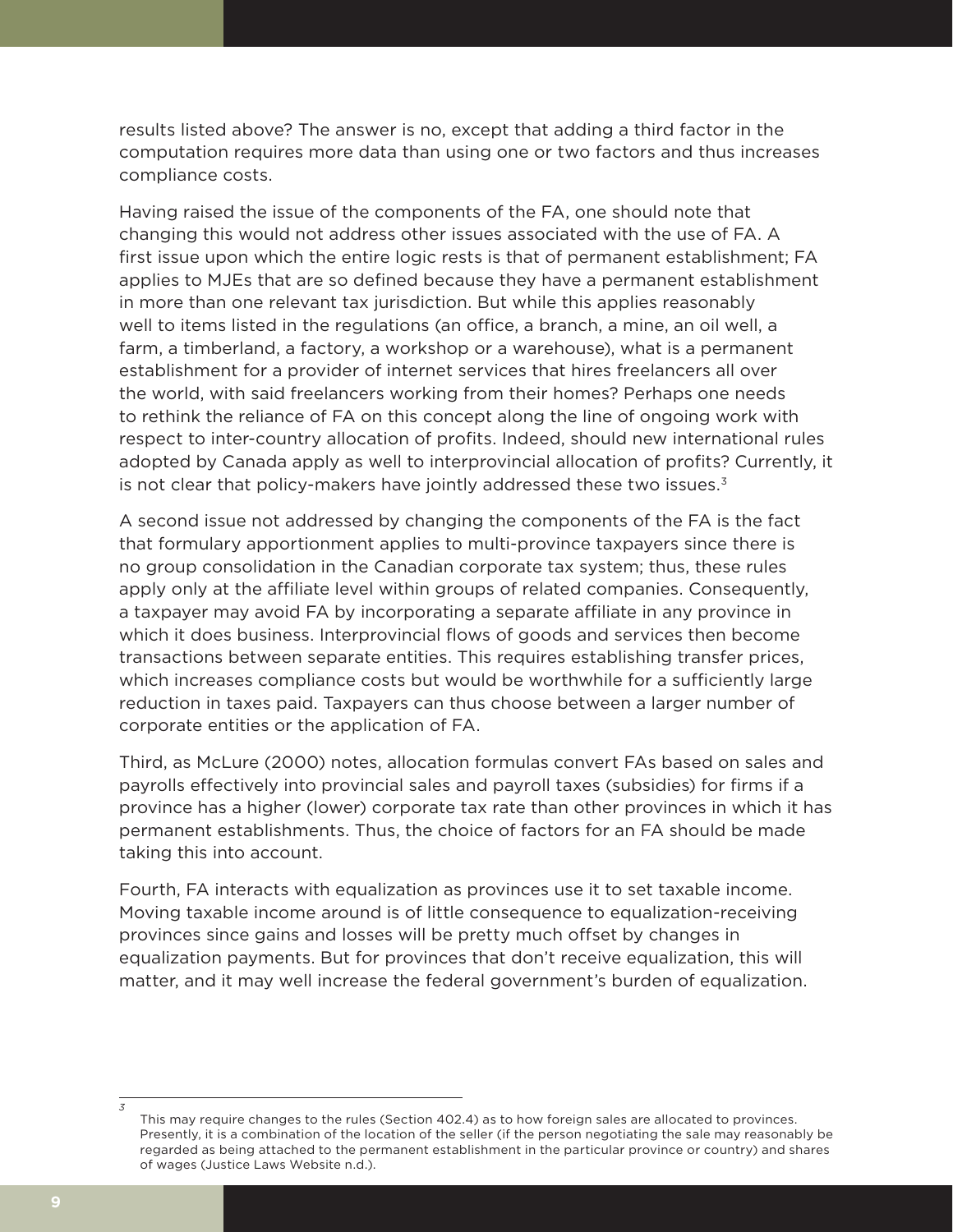results listed above? The answer is no, except that adding a third factor in the computation requires more data than using one or two factors and thus increases compliance costs.

Having raised the issue of the components of the FA, one should note that changing this would not address other issues associated with the use of FA. A first issue upon which the entire logic rests is that of permanent establishment; FA applies to MJEs that are so defined because they have a permanent establishment in more than one relevant tax jurisdiction. But while this applies reasonably well to items listed in the regulations (an office, a branch, a mine, an oil well, a farm, a timberland, a factory, a workshop or a warehouse), what is a permanent establishment for a provider of internet services that hires freelancers all over the world, with said freelancers working from their homes? Perhaps one needs to rethink the reliance of FA on this concept along the line of ongoing work with respect to inter-country allocation of profits. Indeed, should new international rules adopted by Canada apply as well to interprovincial allocation of profits? Currently, it is not clear that policy-makers have jointly addressed these two issues.[3]

A second issue not addressed by changing the components of the FA is the fact that formulary apportionment applies to multi-province taxpayers since there is no group consolidation in the Canadian corporate tax system; thus, these rules apply only at the affiliate level within groups of related companies. Consequently, a taxpayer may avoid FA by incorporating a separate affiliate in any province in which it does business. Interprovincial flows of goods and services then become transactions between separate entities. This requires establishing transfer prices, which increases compliance costs but would be worthwhile for a sufficiently large reduction in taxes paid. Taxpayers can thus choose between a larger number of corporate entities or the application of FA.

Third, as McLure (2000) notes, allocation formulas convert FAs based on sales and payrolls effectively into provincial sales and payroll taxes (subsidies) for firms if a province has a higher (lower) corporate tax rate than other provinces in which it has permanent establishments. Thus, the choice of factors for an FA should be made taking this into account.

Fourth, FA interacts with equalization as provinces use it to set taxable income. Moving taxable income around is of little consequence to equalization-receiving provinces since gains and losses will be pretty much offset by changes in equalization payments. But for provinces that don't receive equalization, this will matter, and it may well increase the federal government's burden of equalization.

---

[3] This may require changes to the rules (Section 402.4) as to how foreign sales are allocated to provinces. Presently, it is a combination of the location of the seller (if the person negotiating the sale may reasonably be regarded as being attached to the permanent establishment in the particular province or country) and shares of wages (Justice Laws Website n.d.).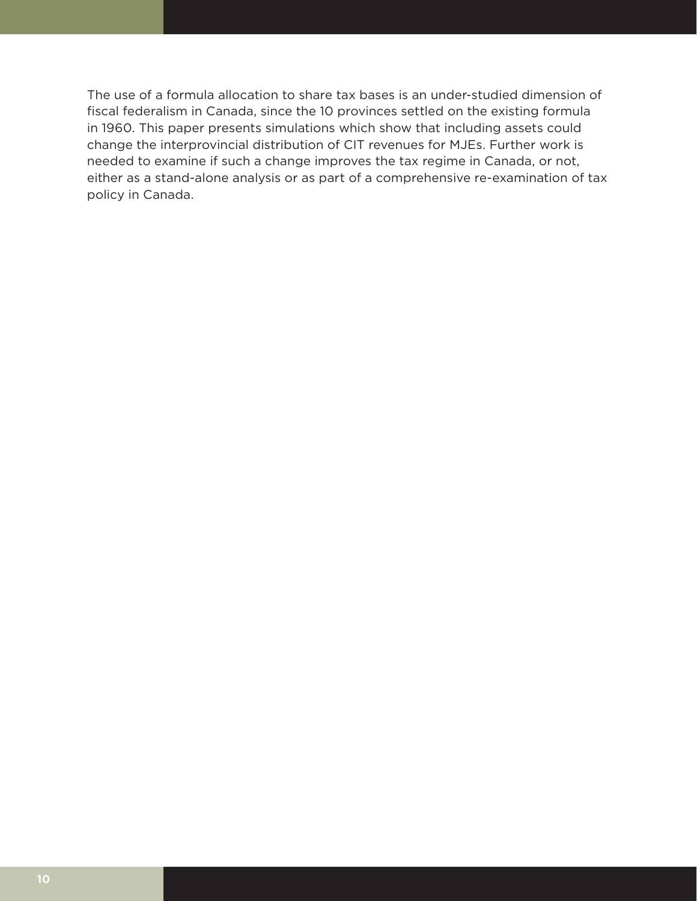The use of a formula allocation to share tax bases is an under-studied dimension of fiscal federalism in Canada, since the 10 provinces settled on the existing formula in 1960. This paper presents simulations which show that including assets could change the interprovincial distribution of CIT revenues for MJEs. Further work is needed to examine if such a change improves the tax regime in Canada, or not, either as a stand-alone analysis or as part of a comprehensive re-examination of tax policy in Canada.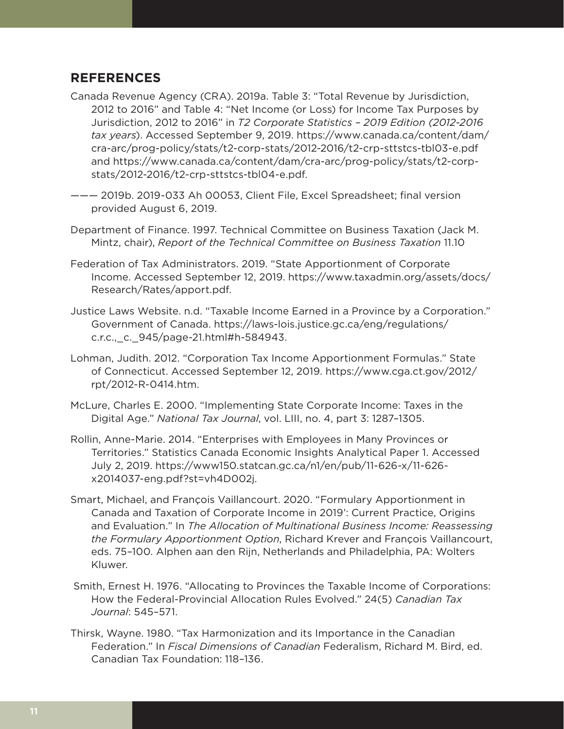## REFERENCES

Canada Revenue Agency (CRA). 2019a. Table 3: "Total Revenue by Jurisdiction, 2012 to 2016" and Table 4: "Net Income (or Loss) for Income Tax Purposes by Jurisdiction, 2012 to 2016" in *T2 Corporate Statistics – 2019 Edition (2012-2016 tax years*). Accessed September 9, 2019. https://www.canada.ca/content/dam/cra-arc/prog-policy/stats/t2-corp-stats/2012-2016/t2-crp-sttstcs-tbl03-e.pdf and https://www.canada.ca/content/dam/cra-arc/prog-policy/stats/t2-corp-stats/2012-2016/t2-crp-sttstcs-tbl04-e.pdf.

——— 2019b. 2019-033 Ah 00053, Client File, Excel Spreadsheet; final version provided August 6, 2019.

Department of Finance. 1997. Technical Committee on Business Taxation (Jack M. Mintz, chair), *Report of the Technical Committee on Business Taxation* 11.10

Federation of Tax Administrators. 2019. "State Apportionment of Corporate Income. Accessed September 12, 2019. https://www.taxadmin.org/assets/docs/Research/Rates/apport.pdf.

Justice Laws Website. n.d. "Taxable Income Earned in a Province by a Corporation." Government of Canada. https://laws-lois.justice.gc.ca/eng/regulations/c.r.c.,_c._945/page-21.html#h-584943.

Lohman, Judith. 2012. "Corporation Tax Income Apportionment Formulas." State of Connecticut. Accessed September 12, 2019. https://www.cga.ct.gov/2012/rpt/2012-R-0414.htm.

McLure, Charles E. 2000. "Implementing State Corporate Income: Taxes in the Digital Age." *National Tax Journal*, vol. LIII, no. 4, part 3: 1287–1305.

Rollin, Anne-Marie. 2014. "Enterprises with Employees in Many Provinces or Territories." Statistics Canada Economic Insights Analytical Paper 1. Accessed July 2, 2019. https://www150.statcan.gc.ca/n1/en/pub/11-626-x/11-626-x2014037-eng.pdf?st=vh4D002j.

Smart, Michael, and François Vaillancourt. 2020. "Formulary Apportionment in Canada and Taxation of Corporate Income in 2019': Current Practice, Origins and Evaluation." In *The Allocation of Multinational Business Income: Reassessing the Formulary Apportionment Option*, Richard Krever and François Vaillancourt, eds. 75–100. Alphen aan den Rijn, Netherlands and Philadelphia, PA: Wolters Kluwer.

Smith, Ernest H. 1976. "Allocating to Provinces the Taxable Income of Corporations: How the Federal-Provincial Allocation Rules Evolved." 24(5) *Canadian Tax Journal*: 545–571.

Thirsk, Wayne. 1980. "Tax Harmonization and its Importance in the Canadian Federation." In *Fiscal Dimensions of Canadian* Federalism, Richard M. Bird, ed. Canadian Tax Foundation: 118–136.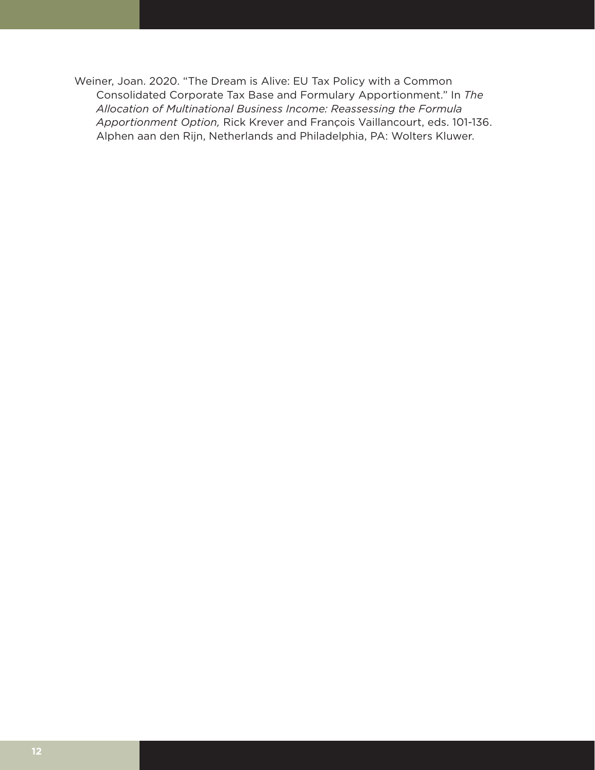Weiner, Joan. 2020. "The Dream is Alive: EU Tax Policy with a Common Consolidated Corporate Tax Base and Formulary Apportionment." In *The Allocation of Multinational Business Income: Reassessing the Formula Apportionment Option,* Rick Krever and François Vaillancourt, eds. 101-136. Alphen aan den Rijn, Netherlands and Philadelphia, PA: Wolters Kluwer.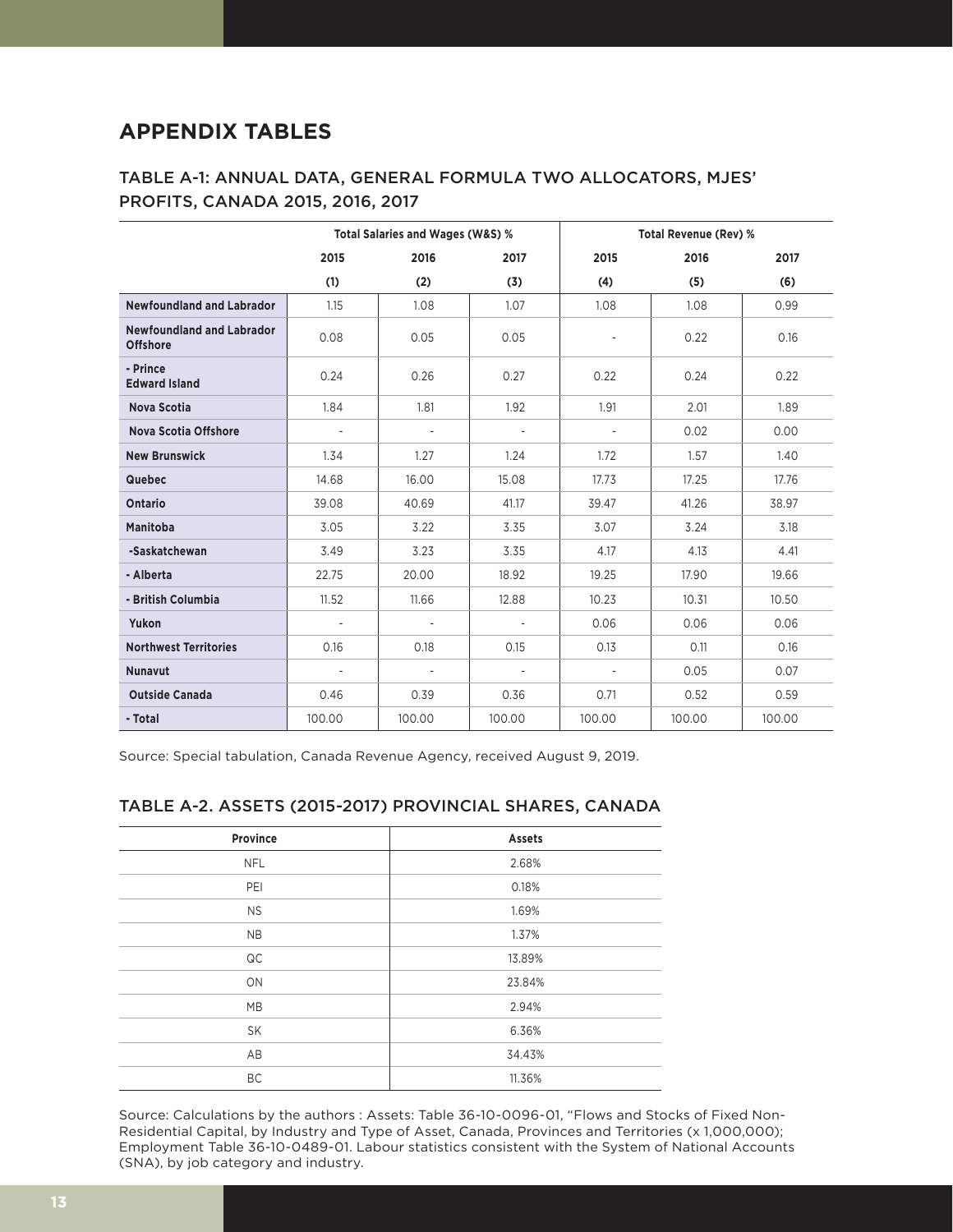## APPENDIX TABLES

### TABLE A-1: ANNUAL DATA, GENERAL FORMULA TWO ALLOCATORS, MJES' PROFITS, CANADA 2015, 2016, 2017

| | Total Salaries and Wages (W&S) % | | | Total Revenue (Rev) % | | |
|---|---|---|---|---|---|---|
| | 2015 | 2016 | 2017 | 2015 | 2016 | 2017 |
| | (1) | (2) | (3) | (4) | (5) | (6) |
| **Newfoundland and Labrador** | 1.15 | 1.08 | 1.07 | 1.08 | 1.08 | 0.99 |
| **Newfoundland and Labrador Offshore** | 0.08 | 0.05 | 0.05 | - | 0.22 | 0.16 |
| **- Prince Edward Island** | 0.24 | 0.26 | 0.27 | 0.22 | 0.24 | 0.22 |
| **Nova Scotia** | 1.84 | 1.81 | 1.92 | 1.91 | 2.01 | 1.89 |
| **Nova Scotia Offshore** | - | - | - | - | 0.02 | 0.00 |
| **New Brunswick** | 1.34 | 1.27 | 1.24 | 1.72 | 1.57 | 1.40 |
| **Quebec** | 14.68 | 16.00 | 15.08 | 17.73 | 17.25 | 17.76 |
| **Ontario** | 39.08 | 40.69 | 41.17 | 39.47 | 41.26 | 38.97 |
| **Manitoba** | 3.05 | 3.22 | 3.35 | 3.07 | 3.24 | 3.18 |
| **-Saskatchewan** | 3.49 | 3.23 | 3.35 | 4.17 | 4.13 | 4.41 |
| **- Alberta** | 22.75 | 20.00 | 18.92 | 19.25 | 17.90 | 19.66 |
| **- British Columbia** | 11.52 | 11.66 | 12.88 | 10.23 | 10.31 | 10.50 |
| **Yukon** | - | - | - | 0.06 | 0.06 | 0.06 |
| **Northwest Territories** | 0.16 | 0.18 | 0.15 | 0.13 | 0.11 | 0.16 |
| **Nunavut** | - | - | - | - | 0.05 | 0.07 |
| **Outside Canada** | 0.46 | 0.39 | 0.36 | 0.71 | 0.52 | 0.59 |
| **- Total** | 100.00 | 100.00 | 100.00 | 100.00 | 100.00 | 100.00 |

Source: Special tabulation, Canada Revenue Agency, received August 9, 2019.

### TABLE A-2. ASSETS (2015-2017) PROVINCIAL SHARES, CANADA

| Province | Assets |
|---|---|
| NFL | 2.68% |
| PEI | 0.18% |
| NS | 1.69% |
| NB | 1.37% |
| QC | 13.89% |
| ON | 23.84% |
| MB | 2.94% |
| SK | 6.36% |
| AB | 34.43% |
| BC | 11.36% |

Source: Calculations by the authors : Assets: Table 36-10-0096-01, "Flows and Stocks of Fixed Non-Residential Capital, by Industry and Type of Asset, Canada, Provinces and Territories (x 1,000,000); Employment Table 36-10-0489-01. Labour statistics consistent with the System of National Accounts (SNA), by job category and industry.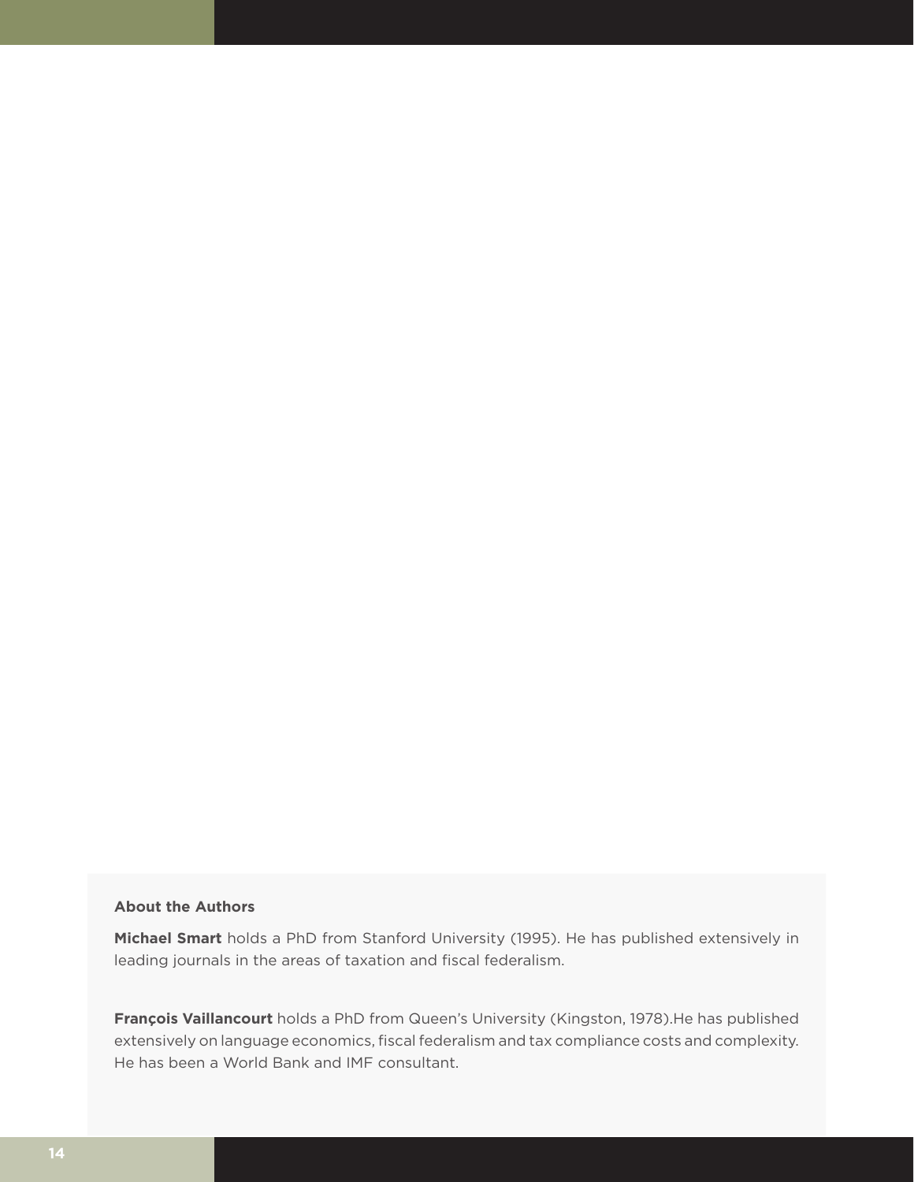**About the Authors**

**Michael Smart** holds a PhD from Stanford University (1995). He has published extensively in leading journals in the areas of taxation and fiscal federalism.

**François Vaillancourt** holds a PhD from Queen's University (Kingston, 1978).He has published extensively on language economics, fiscal federalism and tax compliance costs and complexity. He has been a World Bank and IMF consultant.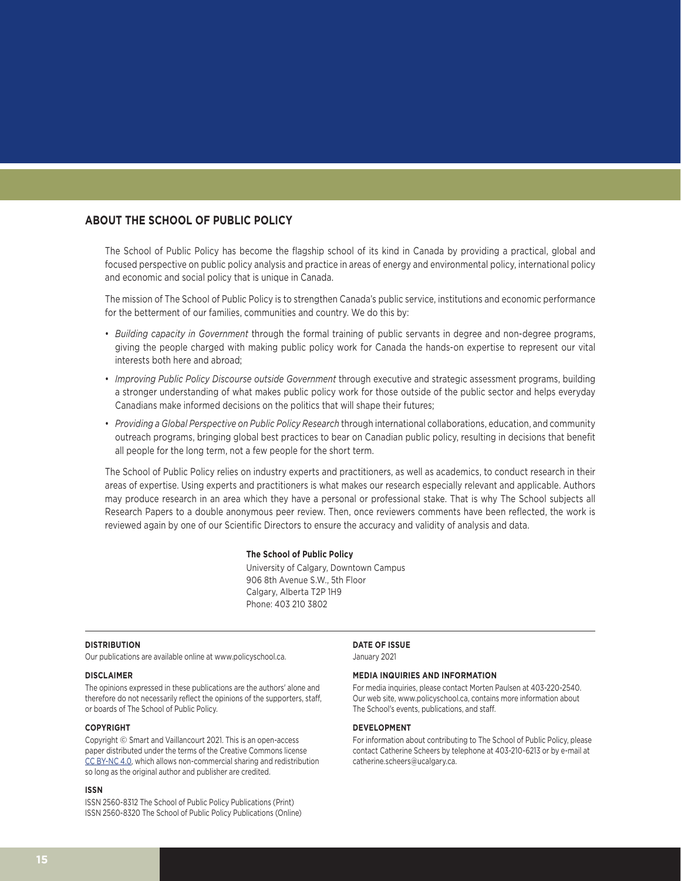## ABOUT THE SCHOOL OF PUBLIC POLICY

The School of Public Policy has become the flagship school of its kind in Canada by providing a practical, global and focused perspective on public policy analysis and practice in areas of energy and environmental policy, international policy and economic and social policy that is unique in Canada.

The mission of The School of Public Policy is to strengthen Canada's public service, institutions and economic performance for the betterment of our families, communities and country. We do this by:

- *Building capacity in Government* through the formal training of public servants in degree and non-degree programs, giving the people charged with making public policy work for Canada the hands-on expertise to represent our vital interests both here and abroad;
- *Improving Public Policy Discourse outside Government* through executive and strategic assessment programs, building a stronger understanding of what makes public policy work for those outside of the public sector and helps everyday Canadians make informed decisions on the politics that will shape their futures;
- *Providing a Global Perspective on Public Policy Research* through international collaborations, education, and community outreach programs, bringing global best practices to bear on Canadian public policy, resulting in decisions that benefit all people for the long term, not a few people for the short term.

The School of Public Policy relies on industry experts and practitioners, as well as academics, to conduct research in their areas of expertise. Using experts and practitioners is what makes our research especially relevant and applicable. Authors may produce research in an area which they have a personal or professional stake. That is why The School subjects all Research Papers to a double anonymous peer review. Then, once reviewers comments have been reflected, the work is reviewed again by one of our Scientific Directors to ensure the accuracy and validity of analysis and data.

**The School of Public Policy**
University of Calgary, Downtown Campus
906 8th Avenue S.W., 5th Floor
Calgary, Alberta T2P 1H9
Phone: 403 210 3802

**DISTRIBUTION**

Our publications are available online at www.policyschool.ca.

**DISCLAIMER**

The opinions expressed in these publications are the authors' alone and therefore do not necessarily reflect the opinions of the supporters, staff, or boards of The School of Public Policy.

**COPYRIGHT**

Copyright © Smart and Vaillancourt 2021. This is an open-access paper distributed under the terms of the Creative Commons license CC BY-NC 4.0, which allows non-commercial sharing and redistribution so long as the original author and publisher are credited.

**ISSN**

ISSN 2560-8312 The School of Public Policy Publications (Print)
ISSN 2560-8320 The School of Public Policy Publications (Online)

**DATE OF ISSUE**

January 2021

**MEDIA INQUIRIES AND INFORMATION**

For media inquiries, please contact Morten Paulsen at 403-220-2540. Our web site, www.policyschool.ca, contains more information about The School's events, publications, and staff.

**DEVELOPMENT**

For information about contributing to The School of Public Policy, please contact Catherine Scheers by telephone at 403-210-6213 or by e-mail at catherine.scheers@ucalgary.ca.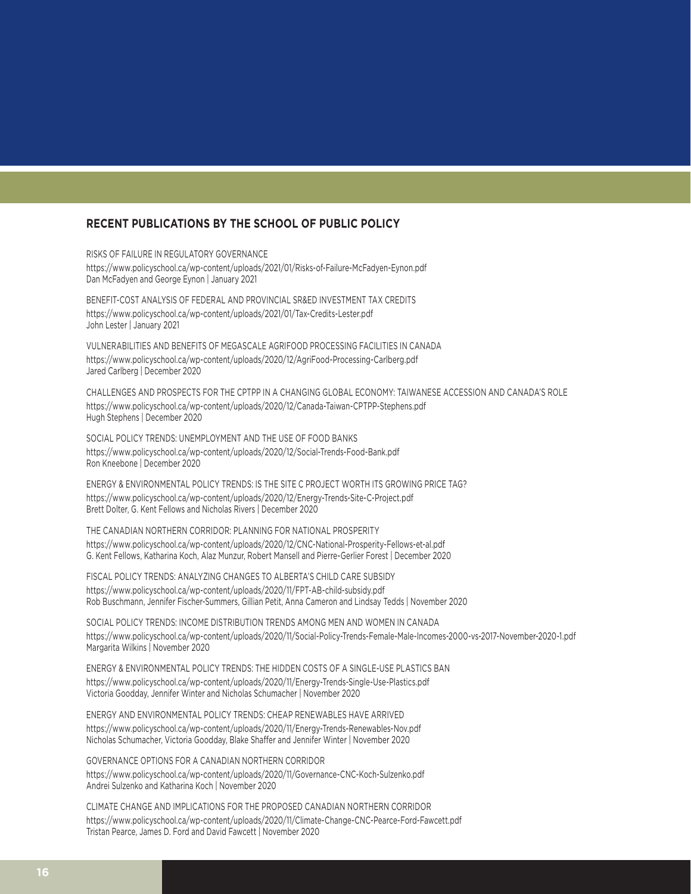## RECENT PUBLICATIONS BY THE SCHOOL OF PUBLIC POLICY

RISKS OF FAILURE IN REGULATORY GOVERNANCE
https://www.policyschool.ca/wp-content/uploads/2021/01/Risks-of-Failure-McFadyen-Eynon.pdf
Dan McFadyen and George Eynon | January 2021

BENEFIT-COST ANALYSIS OF FEDERAL AND PROVINCIAL SR&ED INVESTMENT TAX CREDITS
https://www.policyschool.ca/wp-content/uploads/2021/01/Tax-Credits-Lester.pdf
John Lester | January 2021

VULNERABILITIES AND BENEFITS OF MEGASCALE AGRIFOOD PROCESSING FACILITIES IN CANADA
https://www.policyschool.ca/wp-content/uploads/2020/12/AgriFood-Processing-Carlberg.pdf
Jared Carlberg | December 2020

CHALLENGES AND PROSPECTS FOR THE CPTPP IN A CHANGING GLOBAL ECONOMY: TAIWANESE ACCESSION AND CANADA'S ROLE
https://www.policyschool.ca/wp-content/uploads/2020/12/Canada-Taiwan-CPTPP-Stephens.pdf
Hugh Stephens | December 2020

SOCIAL POLICY TRENDS: UNEMPLOYMENT AND THE USE OF FOOD BANKS
https://www.policyschool.ca/wp-content/uploads/2020/12/Social-Trends-Food-Bank.pdf
Ron Kneebone | December 2020

ENERGY & ENVIRONMENTAL POLICY TRENDS: IS THE SITE C PROJECT WORTH ITS GROWING PRICE TAG?
https://www.policyschool.ca/wp-content/uploads/2020/12/Energy-Trends-Site-C-Project.pdf
Brett Dolter, G. Kent Fellows and Nicholas Rivers | December 2020

THE CANADIAN NORTHERN CORRIDOR: PLANNING FOR NATIONAL PROSPERITY
https://www.policyschool.ca/wp-content/uploads/2020/12/CNC-National-Prosperity-Fellows-et-al.pdf
G. Kent Fellows, Katharina Koch, Alaz Munzur, Robert Mansell and Pierre-Gerlier Forest | December 2020

FISCAL POLICY TRENDS: ANALYZING CHANGES TO ALBERTA'S CHILD CARE SUBSIDY
https://www.policyschool.ca/wp-content/uploads/2020/11/FPT-AB-child-subsidy.pdf
Rob Buschmann, Jennifer Fischer-Summers, Gillian Petit, Anna Cameron and Lindsay Tedds | November 2020

SOCIAL POLICY TRENDS: INCOME DISTRIBUTION TRENDS AMONG MEN AND WOMEN IN CANADA
https://www.policyschool.ca/wp-content/uploads/2020/11/Social-Policy-Trends-Female-Male-Incomes-2000-vs-2017-November-2020-1.pdf
Margarita Wilkins | November 2020

ENERGY & ENVIRONMENTAL POLICY TRENDS: THE HIDDEN COSTS OF A SINGLE-USE PLASTICS BAN
https://www.policyschool.ca/wp-content/uploads/2020/11/Energy-Trends-Single-Use-Plastics.pdf
Victoria Goodday, Jennifer Winter and Nicholas Schumacher | November 2020

ENERGY AND ENVIRONMENTAL POLICY TRENDS: CHEAP RENEWABLES HAVE ARRIVED
https://www.policyschool.ca/wp-content/uploads/2020/11/Energy-Trends-Renewables-Nov.pdf
Nicholas Schumacher, Victoria Goodday, Blake Shaffer and Jennifer Winter | November 2020

GOVERNANCE OPTIONS FOR A CANADIAN NORTHERN CORRIDOR
https://www.policyschool.ca/wp-content/uploads/2020/11/Governance-CNC-Koch-Sulzenko.pdf
Andrei Sulzenko and Katharina Koch | November 2020

CLIMATE CHANGE AND IMPLICATIONS FOR THE PROPOSED CANADIAN NORTHERN CORRIDOR
https://www.policyschool.ca/wp-content/uploads/2020/11/Climate-Change-CNC-Pearce-Ford-Fawcett.pdf
Tristan Pearce, James D. Ford and David Fawcett | November 2020